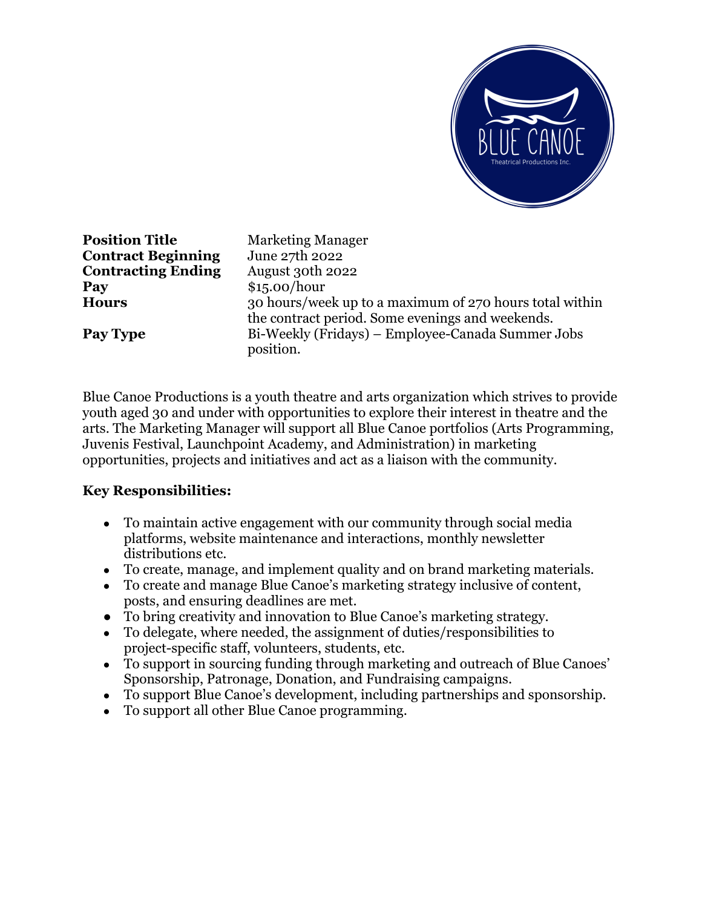| | |
|---|---|
| **Position Title** | Marketing Manager |
| **Contract Beginning** | June 27th 2022 |
| **Contracting Ending** | August 30th 2022 |
| **Pay** | $15.00/hour |
| **Hours** | 30 hours/week up to a maximum of 270 hours total within the contract period. Some evenings and weekends. |
| **Pay Type** | Bi-Weekly (Fridays) – Employee-Canada Summer Jobs position. |

Blue Canoe Productions is a youth theatre and arts organization which strives to provide youth aged 30 and under with opportunities to explore their interest in theatre and the arts. The Marketing Manager will support all Blue Canoe portfolios (Arts Programming, Juvenis Festival, Launchpoint Academy, and Administration) in marketing opportunities, projects and initiatives and act as a liaison with the community.

**Key Responsibilities:**

- To maintain active engagement with our community through social media platforms, website maintenance and interactions, monthly newsletter distributions etc.
- To create, manage, and implement quality and on brand marketing materials.
- To create and manage Blue Canoe's marketing strategy inclusive of content, posts, and ensuring deadlines are met.
- To bring creativity and innovation to Blue Canoe's marketing strategy.
- To delegate, where needed, the assignment of duties/responsibilities to project-specific staff, volunteers, students, etc.
- To support in sourcing funding through marketing and outreach of Blue Canoes' Sponsorship, Patronage, Donation, and Fundraising campaigns.
- To support Blue Canoe's development, including partnerships and sponsorship.
- To support all other Blue Canoe programming.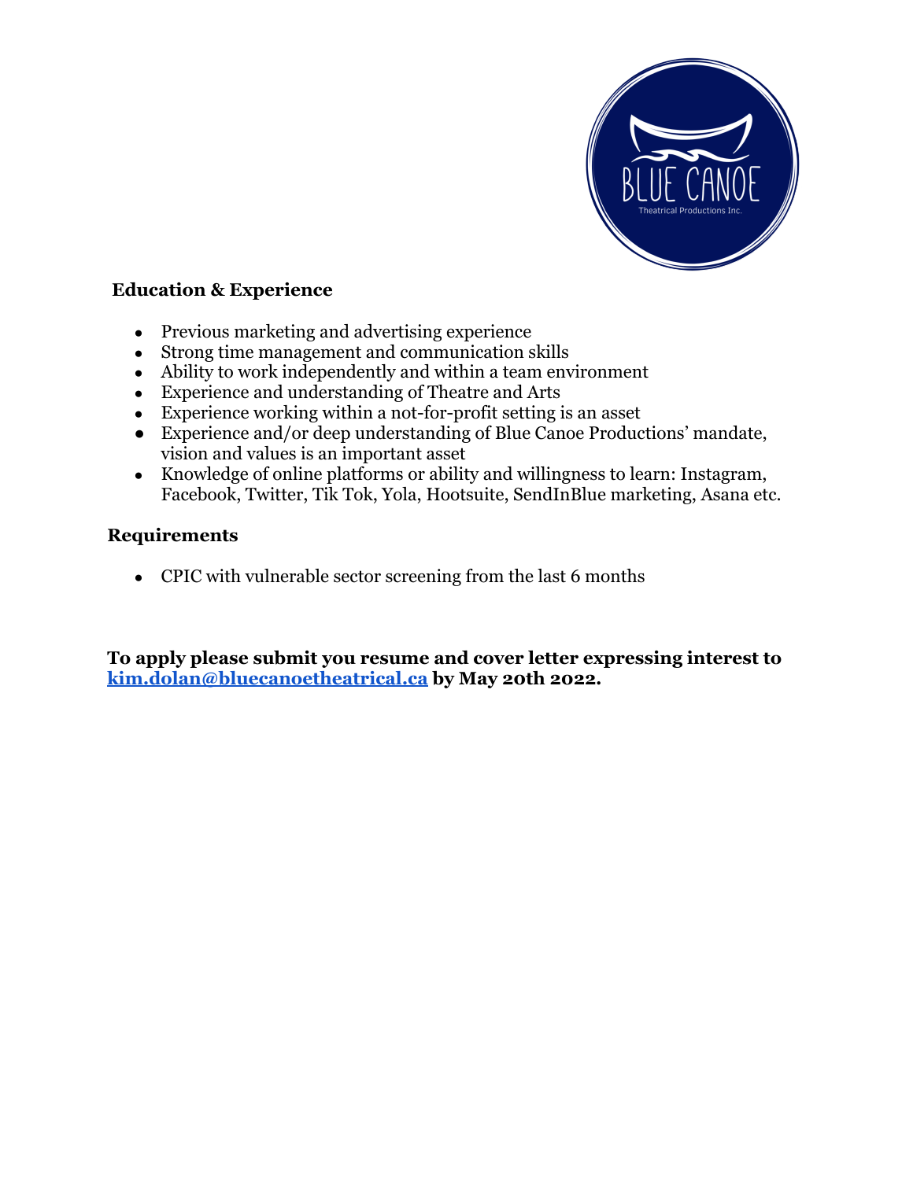## Education & Experience

- Previous marketing and advertising experience
- Strong time management and communication skills
- Ability to work independently and within a team environment
- Experience and understanding of Theatre and Arts
- Experience working within a not-for-profit setting is an asset
- Experience and/or deep understanding of Blue Canoe Productions' mandate, vision and values is an important asset
- Knowledge of online platforms or ability and willingness to learn: Instagram, Facebook, Twitter, Tik Tok, Yola, Hootsuite, SendInBlue marketing, Asana etc.

## Requirements

- CPIC with vulnerable sector screening from the last 6 months

**To apply please submit you resume and cover letter expressing interest to [kim.dolan@bluecanoetheatrical.ca](mailto:kim.dolan@bluecanoetheatrical.ca) by May 20th 2022.**